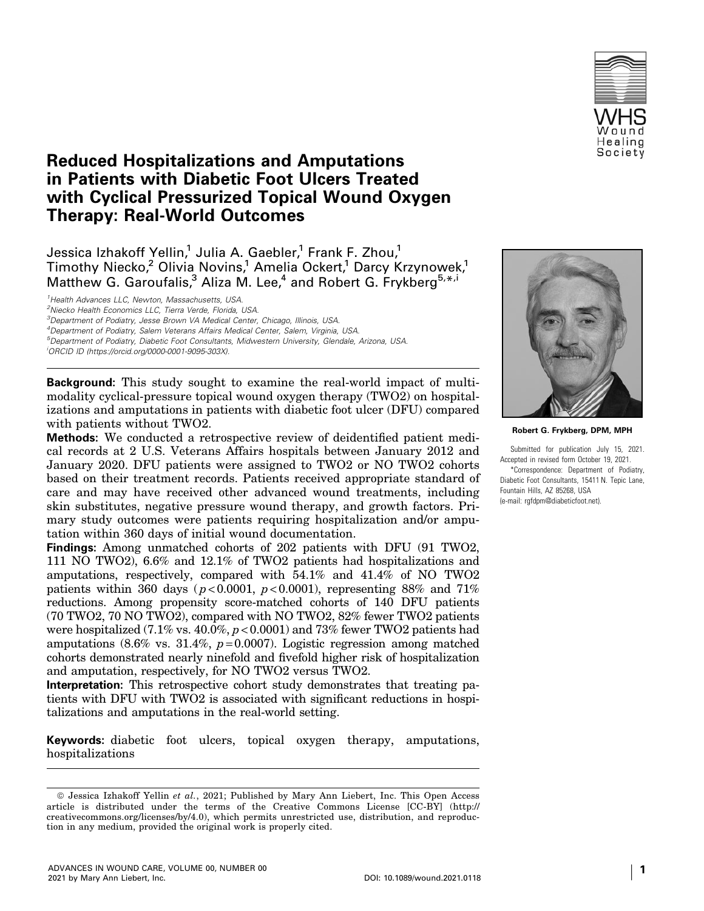# Reduced Hospitalizations and Amputations in Patients with Diabetic Foot Ulcers Treated with Cyclical Pressurized Topical Wound Oxygen Therapy: Real-World Outcomes

Jessica Izhakoff Yellin,[1] Julia A. Gaebler,[1] Frank F. Zhou,[1] Timothy Niecko,[2] Olivia Novins,[1] Amelia Ockert,[1] Darcy Krzynowek,[1] Matthew G. Garoufalis,[3] Aliza M. Lee,[4] and Robert G. Frykberg[5,*,i]

[1]Health Advances LLC, Newton, Massachusetts, USA.
[2]Niecko Health Economics LLC, Tierra Verde, Florida, USA.
[3]Department of Podiatry, Jesse Brown VA Medical Center, Chicago, Illinois, USA.
[4]Department of Podiatry, Salem Veterans Affairs Medical Center, Salem, Virginia, USA.
[5]Department of Podiatry, Diabetic Foot Consultants, Midwestern University, Glendale, Arizona, USA.
[i]ORCID ID (https://orcid.org/0000-0001-9095-303X).

**Robert G. Frykberg, DPM, MPH**

Submitted for publication July 15, 2021.
Accepted in revised form October 19, 2021.
*Correspondence: Department of Podiatry, Diabetic Foot Consultants, 15411 N. Tepic Lane, Fountain Hills, AZ 85268, USA
(e-mail: rgfdpm@diabeticfoot.net).

**Background:** This study sought to examine the real-world impact of multimodality cyclical-pressure topical wound oxygen therapy (TWO2) on hospitalizations and amputations in patients with diabetic foot ulcer (DFU) compared with patients without TWO2.

**Methods:** We conducted a retrospective review of deidentified patient medical records at 2 U.S. Veterans Affairs hospitals between January 2012 and January 2020. DFU patients were assigned to TWO2 or NO TWO2 cohorts based on their treatment records. Patients received appropriate standard of care and may have received other advanced wound treatments, including skin substitutes, negative pressure wound therapy, and growth factors. Primary study outcomes were patients requiring hospitalization and/or amputation within 360 days of initial wound documentation.

**Findings:** Among unmatched cohorts of 202 patients with DFU (91 TWO2, 111 NO TWO2), 6.6% and 12.1% of TWO2 patients had hospitalizations and amputations, respectively, compared with 54.1% and 41.4% of NO TWO2 patients within 360 days ($p<0.0001$, $p<0.0001$), representing 88% and 71% reductions. Among propensity score-matched cohorts of 140 DFU patients (70 TWO2, 70 NO TWO2), compared with NO TWO2, 82% fewer TWO2 patients were hospitalized (7.1% vs. 40.0%, $p<0.0001$) and 73% fewer TWO2 patients had amputations (8.6% vs. 31.4%, $p=0.0007$). Logistic regression among matched cohorts demonstrated nearly ninefold and fivefold higher risk of hospitalization and amputation, respectively, for NO TWO2 versus TWO2.

**Interpretation:** This retrospective cohort study demonstrates that treating patients with DFU with TWO2 is associated with significant reductions in hospitalizations and amputations in the real-world setting.

**Keywords:** diabetic foot ulcers, topical oxygen therapy, amputations, hospitalizations

© Jessica Izhakoff Yellin *et al.*, 2021; Published by Mary Ann Liebert, Inc. This Open Access article is distributed under the terms of the Creative Commons License [CC-BY] (http://creativecommons.org/licenses/by/4.0), which permits unrestricted use, distribution, and reproduction in any medium, provided the original work is properly cited.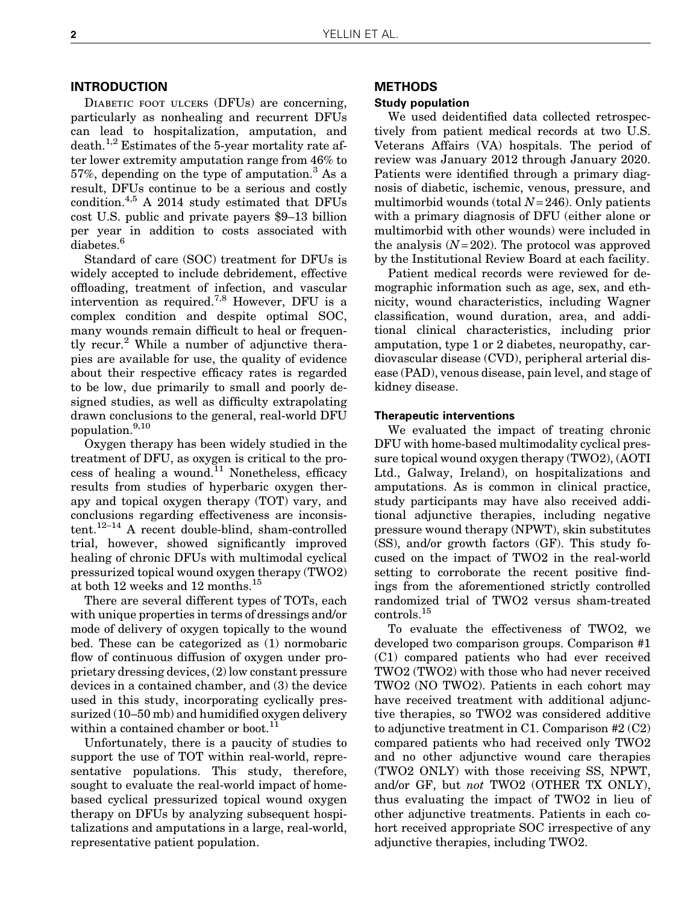## INTRODUCTION

Diabetic foot ulcers (DFUs) are concerning, particularly as nonhealing and recurrent DFUs can lead to hospitalization, amputation, and death.[1,2] Estimates of the 5-year mortality rate after lower extremity amputation range from 46% to 57%, depending on the type of amputation.[3] As a result, DFUs continue to be a serious and costly condition.[4,5] A 2014 study estimated that DFUs cost U.S. public and private payers $9–13 billion per year in addition to costs associated with diabetes.[6]

Standard of care (SOC) treatment for DFUs is widely accepted to include debridement, effective offloading, treatment of infection, and vascular intervention as required.[7,8] However, DFU is a complex condition and despite optimal SOC, many wounds remain difficult to heal or frequently recur.[2] While a number of adjunctive therapies are available for use, the quality of evidence about their respective efficacy rates is regarded to be low, due primarily to small and poorly designed studies, as well as difficulty extrapolating drawn conclusions to the general, real-world DFU population.[9,10]

Oxygen therapy has been widely studied in the treatment of DFU, as oxygen is critical to the process of healing a wound.[11] Nonetheless, efficacy results from studies of hyperbaric oxygen therapy and topical oxygen therapy (TOT) vary, and conclusions regarding effectiveness are inconsistent.[12–14] A recent double-blind, sham-controlled trial, however, showed significantly improved healing of chronic DFUs with multimodal cyclical pressurized topical wound oxygen therapy (TWO2) at both 12 weeks and 12 months.[15]

There are several different types of TOTs, each with unique properties in terms of dressings and/or mode of delivery of oxygen topically to the wound bed. These can be categorized as (1) normobaric flow of continuous diffusion of oxygen under proprietary dressing devices, (2) low constant pressure devices in a contained chamber, and (3) the device used in this study, incorporating cyclically pressurized (10–50 mb) and humidified oxygen delivery within a contained chamber or boot.[11]

Unfortunately, there is a paucity of studies to support the use of TOT within real-world, representative populations. This study, therefore, sought to evaluate the real-world impact of home-based cyclical pressurized topical wound oxygen therapy on DFUs by analyzing subsequent hospitalizations and amputations in a large, real-world, representative patient population.

## METHODS

### Study population

We used deidentified data collected retrospectively from patient medical records at two U.S. Veterans Affairs (VA) hospitals. The period of review was January 2012 through January 2020. Patients were identified through a primary diagnosis of diabetic, ischemic, venous, pressure, and multimorbid wounds (total $N = 246$). Only patients with a primary diagnosis of DFU (either alone or multimorbid with other wounds) were included in the analysis ($N = 202$). The protocol was approved by the Institutional Review Board at each facility.

Patient medical records were reviewed for demographic information such as age, sex, and ethnicity, wound characteristics, including Wagner classification, wound duration, area, and additional clinical characteristics, including prior amputation, type 1 or 2 diabetes, neuropathy, cardiovascular disease (CVD), peripheral arterial disease (PAD), venous disease, pain level, and stage of kidney disease.

### Therapeutic interventions

We evaluated the impact of treating chronic DFU with home-based multimodality cyclical pressure topical wound oxygen therapy (TWO2), (AOTI Ltd., Galway, Ireland), on hospitalizations and amputations. As is common in clinical practice, study participants may have also received additional adjunctive therapies, including negative pressure wound therapy (NPWT), skin substitutes (SS), and/or growth factors (GF). This study focused on the impact of TWO2 in the real-world setting to corroborate the recent positive findings from the aforementioned strictly controlled randomized trial of TWO2 versus sham-treated controls.[15]

To evaluate the effectiveness of TWO2, we developed two comparison groups. Comparison #1 (C1) compared patients who had ever received TWO2 (TWO2) with those who had never received TWO2 (NO TWO2). Patients in each cohort may have received treatment with additional adjunctive therapies, so TWO2 was considered additive to adjunctive treatment in C1. Comparison #2 (C2) compared patients who had received only TWO2 and no other adjunctive wound care therapies (TWO2 ONLY) with those receiving SS, NPWT, and/or GF, but *not* TWO2 (OTHER TX ONLY), thus evaluating the impact of TWO2 in lieu of other adjunctive treatments. Patients in each cohort received appropriate SOC irrespective of any adjunctive therapies, including TWO2.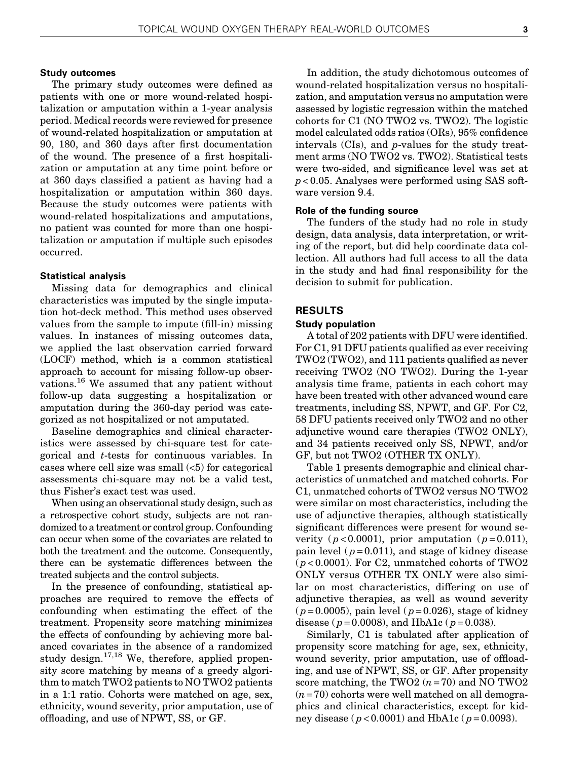### Study outcomes

The primary study outcomes were defined as patients with one or more wound-related hospitalization or amputation within a 1-year analysis period. Medical records were reviewed for presence of wound-related hospitalization or amputation at 90, 180, and 360 days after first documentation of the wound. The presence of a first hospitalization or amputation at any time point before or at 360 days classified a patient as having had a hospitalization or amputation within 360 days. Because the study outcomes were patients with wound-related hospitalizations and amputations, no patient was counted for more than one hospitalization or amputation if multiple such episodes occurred.

### Statistical analysis

Missing data for demographics and clinical characteristics was imputed by the single imputation hot-deck method. This method uses observed values from the sample to impute (fill-in) missing values. In instances of missing outcomes data, we applied the last observation carried forward (LOCF) method, which is a common statistical approach to account for missing follow-up observations.[16] We assumed that any patient without follow-up data suggesting a hospitalization or amputation during the 360-day period was categorized as not hospitalized or not amputated.

Baseline demographics and clinical characteristics were assessed by chi-square test for categorical and *t*-tests for continuous variables. In cases where cell size was small (<5) for categorical assessments chi-square may not be a valid test, thus Fisher's exact test was used.

When using an observational study design, such as a retrospective cohort study, subjects are not randomized to a treatment or control group. Confounding can occur when some of the covariates are related to both the treatment and the outcome. Consequently, there can be systematic differences between the treated subjects and the control subjects.

In the presence of confounding, statistical approaches are required to remove the effects of confounding when estimating the effect of the treatment. Propensity score matching minimizes the effects of confounding by achieving more balanced covariates in the absence of a randomized study design.[17,18] We, therefore, applied propensity score matching by means of a greedy algorithm to match TWO2 patients to NO TWO2 patients in a 1:1 ratio. Cohorts were matched on age, sex, ethnicity, wound severity, prior amputation, use of offloading, and use of NPWT, SS, or GF.

In addition, the study dichotomous outcomes of wound-related hospitalization versus no hospitalization, and amputation versus no amputation were assessed by logistic regression within the matched cohorts for C1 (NO TWO2 vs. TWO2). The logistic model calculated odds ratios (ORs), 95% confidence intervals (CIs), and *p*-values for the study treatment arms (NO TWO2 vs. TWO2). Statistical tests were two-sided, and significance level was set at $p < 0.05$. Analyses were performed using SAS software version 9.4.

### Role of the funding source

The funders of the study had no role in study design, data analysis, data interpretation, or writing of the report, but did help coordinate data collection. All authors had full access to all the data in the study and had final responsibility for the decision to submit for publication.

## RESULTS

### Study population

A total of 202 patients with DFU were identified. For C1, 91 DFU patients qualified as ever receiving TWO2 (TWO2), and 111 patients qualified as never receiving TWO2 (NO TWO2). During the 1-year analysis time frame, patients in each cohort may have been treated with other advanced wound care treatments, including SS, NPWT, and GF. For C2, 58 DFU patients received only TWO2 and no other adjunctive wound care therapies (TWO2 ONLY), and 34 patients received only SS, NPWT, and/or GF, but not TWO2 (OTHER TX ONLY).

Table 1 presents demographic and clinical characteristics of unmatched and matched cohorts. For C1, unmatched cohorts of TWO2 versus NO TWO2 were similar on most characteristics, including the use of adjunctive therapies, although statistically significant differences were present for wound severity ($p < 0.0001$), prior amputation ($p = 0.011$), pain level ($p = 0.011$), and stage of kidney disease ($p < 0.0001$). For C2, unmatched cohorts of TWO2 ONLY versus OTHER TX ONLY were also similar on most characteristics, differing on use of adjunctive therapies, as well as wound severity ($p = 0.0005$), pain level ($p = 0.026$), stage of kidney disease ($p = 0.0008$), and HbA1c ($p = 0.038$).

Similarly, C1 is tabulated after application of propensity score matching for age, sex, ethnicity, wound severity, prior amputation, use of offloading, and use of NPWT, SS, or GF. After propensity score matching, the TWO2 ($n = 70$) and NO TWO2 ($n = 70$) cohorts were well matched on all demographics and clinical characteristics, except for kidney disease ($p < 0.0001$) and HbA1c ($p = 0.0093$).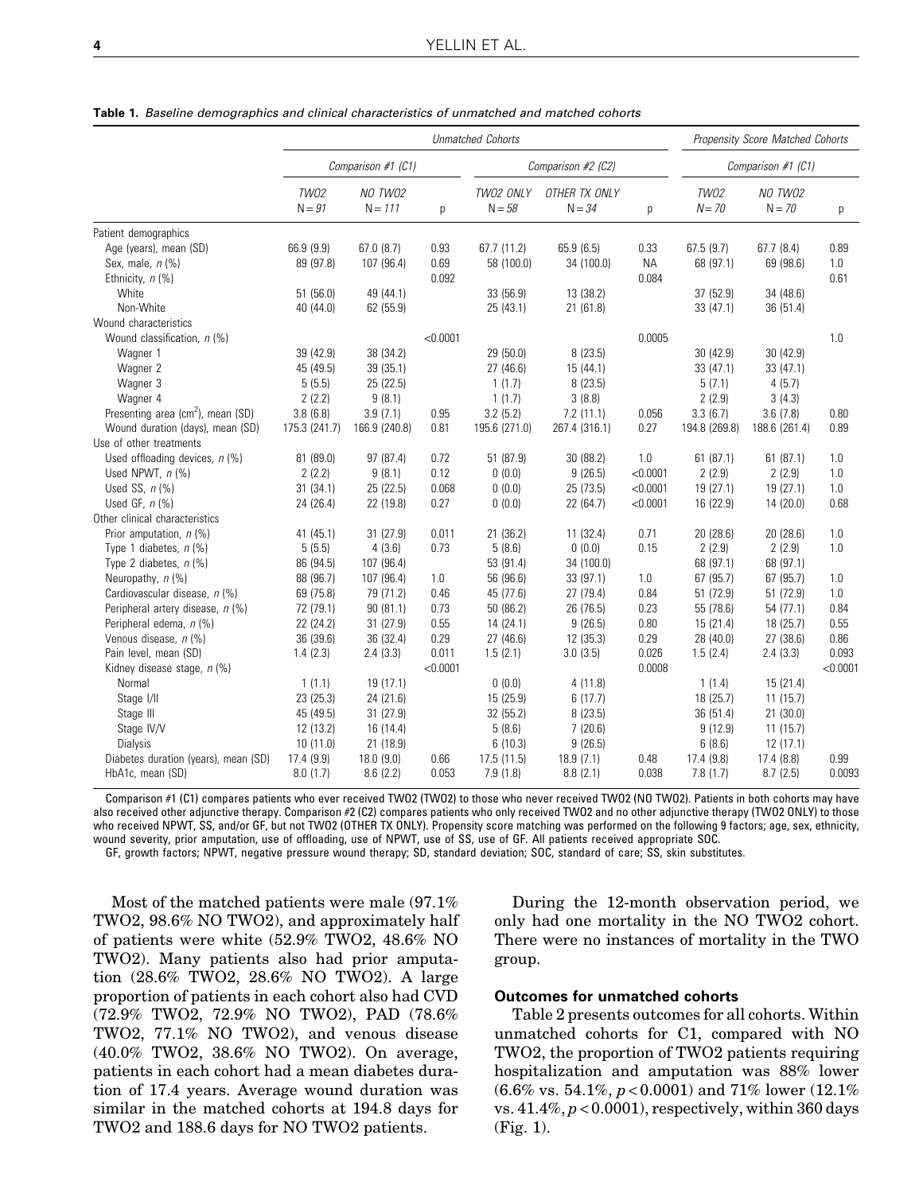**Table 1.** *Baseline demographics and clinical characteristics of unmatched and matched cohorts*

| | *Unmatched Cohorts* | | | | | | *Propensity Score Matched Cohorts* | | |
|---|---|---|---|---|---|---|---|---|---|
| | *Comparison #1 (C1)* | | | *Comparison #2 (C2)* | | | *Comparison #1 (C1)* | | |
| | *TWO2* N = 91 | *NO TWO2* N = 111 | p | *TWO2 ONLY* N = 58 | *OTHER TX ONLY* N = 34 | p | *TWO2* N = 70 | *NO TWO2* N = 70 | p |
| Patient demographics | | | | | | | | | |
| Age (years), mean (SD) | 66.9 (9.9) | 67.0 (8.7) | 0.93 | 67.7 (11.2) | 65.9 (6.5) | 0.33 | 67.5 (9.7) | 67.7 (8.4) | 0.89 |
| Sex, male, *n* (%) | 89 (97.8) | 107 (96.4) | 0.69 | 58 (100.0) | 34 (100.0) | NA | 68 (97.1) | 69 (98.6) | 1.0 |
| Ethnicity, *n* (%) | | | 0.092 | | | 0.084 | | | 0.61 |
| White | 51 (56.0) | 49 (44.1) | | 33 (56.9) | 13 (38.2) | | 37 (52.9) | 34 (48.6) | |
| Non-White | 40 (44.0) | 62 (55.9) | | 25 (43.1) | 21 (61.8) | | 33 (47.1) | 36 (51.4) | |
| Wound characteristics | | | | | | | | | |
| Wound classification, *n* (%) | | | <0.0001 | | | 0.0005 | | | 1.0 |
| Wagner 1 | 39 (42.9) | 38 (34.2) | | 29 (50.0) | 8 (23.5) | | 30 (42.9) | 30 (42.9) | |
| Wagner 2 | 45 (49.5) | 39 (35.1) | | 27 (46.6) | 15 (44.1) | | 33 (47.1) | 33 (47.1) | |
| Wagner 3 | 5 (5.5) | 25 (22.5) | | 1 (1.7) | 8 (23.5) | | 5 (7.1) | 4 (5.7) | |
| Wagner 4 | 2 (2.2) | 9 (8.1) | | 1 (1.7) | 3 (8.8) | | 2 (2.9) | 3 (4.3) | |
| Presenting area ($cm^2$), mean (SD) | 3.8 (6.8) | 3.9 (7.1) | 0.95 | 3.2 (5.2) | 7.2 (11.1) | 0.056 | 3.3 (6.7) | 3.6 (7.8) | 0.80 |
| Wound duration (days), mean (SD) | 175.3 (241.7) | 166.9 (240.8) | 0.81 | 195.6 (271.0) | 267.4 (316.1) | 0.27 | 194.8 (269.8) | 188.6 (261.4) | 0.89 |
| Use of other treatments | | | | | | | | | |
| Used offloading devices, *n* (%) | 81 (89.0) | 97 (87.4) | 0.72 | 51 (87.9) | 30 (88.2) | 1.0 | 61 (87.1) | 61 (87.1) | 1.0 |
| Used NPWT, *n* (%) | 2 (2.2) | 9 (8.1) | 0.12 | 0 (0.0) | 9 (26.5) | <0.0001 | 2 (2.9) | 2 (2.9) | 1.0 |
| Used SS, *n* (%) | 31 (34.1) | 25 (22.5) | 0.068 | 0 (0.0) | 25 (73.5) | <0.0001 | 19 (27.1) | 19 (27.1) | 1.0 |
| Used GF, *n* (%) | 24 (26.4) | 22 (19.8) | 0.27 | 0 (0.0) | 22 (64.7) | <0.0001 | 16 (22.9) | 14 (20.0) | 0.68 |
| Other clinical characteristics | | | | | | | | | |
| Prior amputation, *n* (%) | 41 (45.1) | 31 (27.9) | 0.011 | 21 (36.2) | 11 (32.4) | 0.71 | 20 (28.6) | 20 (28.6) | 1.0 |
| Type 1 diabetes, *n* (%) | 5 (5.5) | 4 (3.6) | 0.73 | 5 (8.6) | 0 (0.0) | 0.15 | 2 (2.9) | 2 (2.9) | 1.0 |
| Type 2 diabetes, *n* (%) | 86 (94.5) | 107 (96.4) | | 53 (91.4) | 34 (100.0) | | 68 (97.1) | 68 (97.1) | |
| Neuropathy, *n* (%) | 88 (96.7) | 107 (96.4) | 1.0 | 56 (96.6) | 33 (97.1) | 1.0 | 67 (95.7) | 67 (95.7) | 1.0 |
| Cardiovascular disease, *n* (%) | 69 (75.8) | 79 (71.2) | 0.46 | 45 (77.6) | 27 (79.4) | 0.84 | 51 (72.9) | 51 (72.9) | 1.0 |
| Peripheral artery disease, *n* (%) | 72 (79.1) | 90 (81.1) | 0.73 | 50 (86.2) | 26 (76.5) | 0.23 | 55 (78.6) | 54 (77.1) | 0.84 |
| Peripheral edema, *n* (%) | 22 (24.2) | 31 (27.9) | 0.55 | 14 (24.1) | 9 (26.5) | 0.80 | 15 (21.4) | 18 (25.7) | 0.55 |
| Venous disease, *n* (%) | 36 (39.6) | 36 (32.4) | 0.29 | 27 (46.6) | 12 (35.3) | 0.29 | 28 (40.0) | 27 (38.6) | 0.86 |
| Pain level, mean (SD) | 1.4 (2.3) | 2.4 (3.3) | 0.011 | 1.5 (2.1) | 3.0 (3.5) | 0.026 | 1.5 (2.4) | 2.4 (3.3) | 0.093 |
| Kidney disease stage, *n* (%) | | | <0.0001 | | | 0.0008 | | | <0.0001 |
| Normal | 1 (1.1) | 19 (17.1) | | 0 (0.0) | 4 (11.8) | | 1 (1.4) | 15 (21.4) | |
| Stage I/II | 23 (25.3) | 24 (21.6) | | 15 (25.9) | 6 (17.7) | | 18 (25.7) | 11 (15.7) | |
| Stage III | 45 (49.5) | 31 (27.9) | | 32 (55.2) | 8 (23.5) | | 36 (51.4) | 21 (30.0) | |
| Stage IV/V | 12 (13.2) | 16 (14.4) | | 5 (8.6) | 7 (20.6) | | 9 (12.9) | 11 (15.7) | |
| Dialysis | 10 (11.0) | 21 (18.9) | | 6 (10.3) | 9 (26.5) | | 6 (8.6) | 12 (17.1) | |
| Diabetes duration (years), mean (SD) | 17.4 (9.9) | 18.0 (9.0) | 0.66 | 17.5 (11.5) | 18.9 (7.1) | 0.48 | 17.4 (9.8) | 17.4 (8.8) | 0.99 |
| HbA1c, mean (SD) | 8.0 (1.7) | 8.6 (2.2) | 0.053 | 7.9 (1.8) | 8.8 (2.1) | 0.038 | 7.8 (1.7) | 8.7 (2.5) | 0.0093 |

Comparison #1 (C1) compares patients who ever received TWO2 (TWO2) to those who never received TWO2 (NO TWO2). Patients in both cohorts may have also received other adjunctive therapy. Comparison #2 (C2) compares patients who only received TWO2 and no other adjunctive therapy (TWO2 ONLY) to those who received NPWT, SS, and/or GF, but not TWO2 (OTHER TX ONLY). Propensity score matching was performed on the following 9 factors; age, sex, ethnicity, wound severity, prior amputation, use of offloading, use of NPWT, use of SS, use of GF. All patients received appropriate SOC.

GF, growth factors; NPWT, negative pressure wound therapy; SD, standard deviation; SOC, standard of care; SS, skin substitutes.

Most of the matched patients were male (97.1% TWO2, 98.6% NO TWO2), and approximately half of patients were white (52.9% TWO2, 48.6% NO TWO2). Many patients also had prior amputation (28.6% TWO2, 28.6% NO TWO2). A large proportion of patients in each cohort also had CVD (72.9% TWO2, 72.9% NO TWO2), PAD (78.6% TWO2, 77.1% NO TWO2), and venous disease (40.0% TWO2, 38.6% NO TWO2). On average, patients in each cohort had a mean diabetes duration of 17.4 years. Average wound duration was similar in the matched cohorts at 194.8 days for TWO2 and 188.6 days for NO TWO2 patients.

During the 12-month observation period, we only had one mortality in the NO TWO2 cohort. There were no instances of mortality in the TWO group.

### Outcomes for unmatched cohorts

Table 2 presents outcomes for all cohorts. Within unmatched cohorts for C1, compared with NO TWO2, the proportion of TWO2 patients requiring hospitalization and amputation was 88% lower (6.6% vs. 54.1%, $p < 0.0001$) and 71% lower (12.1% vs. 41.4%, $p < 0.0001$), respectively, within 360 days (Fig. 1).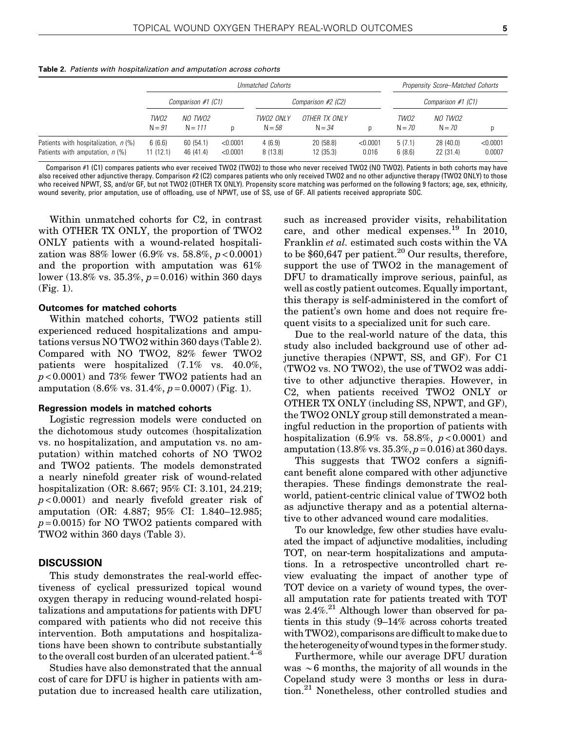**Table 2.** *Patients with hospitalization and amputation across cohorts*

| | *Unmatched Cohorts* | | | | | | *Propensity Score–Matched Cohorts* | | |
|---|---|---|---|---|---|---|---|---|---|
| | *Comparison #1 (C1)* | | | *Comparison #2 (C2)* | | | *Comparison #1 (C1)* | | |
| | *TWO2* *N = 91* | *NO TWO2* *N = 111* | p | *TWO2 ONLY* *N = 58* | *OTHER TX ONLY* *N = 34* | p | *TWO2* *N = 70* | *NO TWO2* *N = 70* | p |
| Patients with hospitalization, *n* (%) | 6 (6.6) | 60 (54.1) | <0.0001 | 4 (6.9) | 20 (58.8) | <0.0001 | 5 (7.1) | 28 (40.0) | <0.0001 |
| Patients with amputation, *n* (%) | 11 (12.1) | 46 (41.4) | <0.0001 | 8 (13.8) | 12 (35.3) | 0.016 | 6 (8.6) | 22 (31.4) | 0.0007 |

Comparison #1 (C1) compares patients who ever received TWO2 (TWO2) to those who never received TWO2 (NO TWO2). Patients in both cohorts may have also received other adjunctive therapy. Comparison #2 (C2) compares patients who only received TWO2 and no other adjunctive therapy (TWO2 ONLY) to those who received NPWT, SS, and/or GF, but not TWO2 (OTHER TX ONLY). Propensity score matching was performed on the following 9 factors; age, sex, ethnicity, wound severity, prior amputation, use of offloading, use of NPWT, use of SS, use of GF. All patients received appropriate SOC.

Within unmatched cohorts for C2, in contrast with OTHER TX ONLY, the proportion of TWO2 ONLY patients with a wound-related hospitalization was 88% lower (6.9% vs. 58.8%, $p < 0.0001$) and the proportion with amputation was 61% lower (13.8% vs. 35.3%, $p = 0.016$) within 360 days (Fig. 1).

### Outcomes for matched cohorts

Within matched cohorts, TWO2 patients still experienced reduced hospitalizations and amputations versus NO TWO2 within 360 days (Table 2). Compared with NO TWO2, 82% fewer TWO2 patients were hospitalized (7.1% vs. 40.0%, $p < 0.0001$) and 73% fewer TWO2 patients had an amputation (8.6% vs. 31.4%, $p = 0.0007$) (Fig. 1).

### Regression models in matched cohorts

Logistic regression models were conducted on the dichotomous study outcomes (hospitalization vs. no hospitalization, and amputation vs. no amputation) within matched cohorts of NO TWO2 and TWO2 patients. The models demonstrated a nearly ninefold greater risk of wound-related hospitalization (OR: 8.667; 95% CI: 3.101, 24.219; $p < 0.0001$) and nearly fivefold greater risk of amputation (OR: 4.887; 95% CI: 1.840–12.985; $p = 0.0015$) for NO TWO2 patients compared with TWO2 within 360 days (Table 3).

## DISCUSSION

This study demonstrates the real-world effectiveness of cyclical pressurized topical wound oxygen therapy in reducing wound-related hospitalizations and amputations for patients with DFU compared with patients who did not receive this intervention. Both amputations and hospitalizations have been shown to contribute substantially to the overall cost burden of an ulcerated patient.[4–6]

Studies have also demonstrated that the annual cost of care for DFU is higher in patients with amputation due to increased health care utilization, such as increased provider visits, rehabilitation care, and other medical expenses.[19] In 2010, Franklin *et al.* estimated such costs within the VA to be $60,647 per patient.[20] Our results, therefore, support the use of TWO2 in the management of DFU to dramatically improve serious, painful, as well as costly patient outcomes. Equally important, this therapy is self-administered in the comfort of the patient's own home and does not require frequent visits to a specialized unit for such care.

Due to the real-world nature of the data, this study also included background use of other adjunctive therapies (NPWT, SS, and GF). For C1 (TWO2 vs. NO TWO2), the use of TWO2 was additive to other adjunctive therapies. However, in C2, when patients received TWO2 ONLY or OTHER TX ONLY (including SS, NPWT, and GF), the TWO2 ONLY group still demonstrated a meaningful reduction in the proportion of patients with hospitalization (6.9% vs. 58.8%, $p < 0.0001$) and amputation (13.8% vs. 35.3%, $p = 0.016$) at 360 days.

This suggests that TWO2 confers a significant benefit alone compared with other adjunctive therapies. These findings demonstrate the real-world, patient-centric clinical value of TWO2 both as adjunctive therapy and as a potential alternative to other advanced wound care modalities.

To our knowledge, few other studies have evaluated the impact of adjunctive modalities, including TOT, on near-term hospitalizations and amputations. In a retrospective uncontrolled chart review evaluating the impact of another type of TOT device on a variety of wound types, the overall amputation rate for patients treated with TOT was 2.4%.[21] Although lower than observed for patients in this study (9–14% across cohorts treated with TWO2), comparisons are difficult to make due to the heterogeneity of wound types in the former study.

Furthermore, while our average DFU duration was $\sim 6$ months, the majority of all wounds in the Copeland study were 3 months or less in duration.[21] Nonetheless, other controlled studies and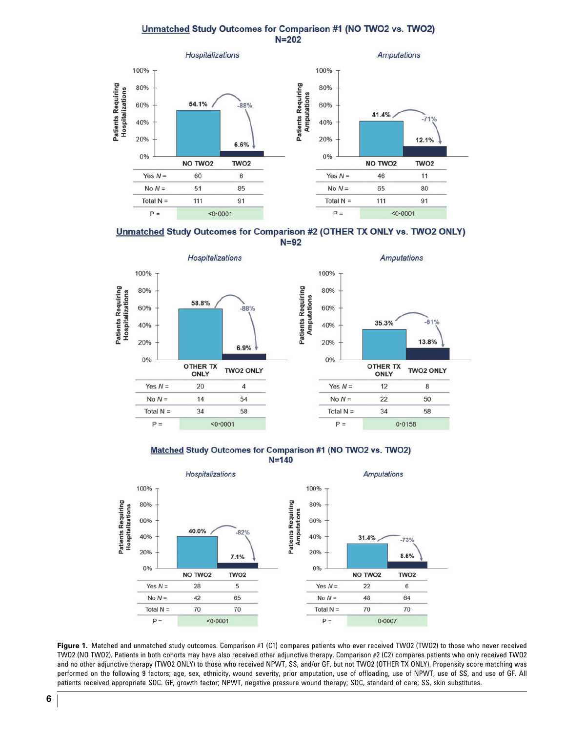## Unmatched Study Outcomes for Comparison #1 (NO TWO2 vs. TWO2) N=202

*Hospitalizations*

| | NO TWO2 | TWO2 |
|---|---|---|
| Patients Requiring Hospitalizations | 54.1% | 6.6% (−88%) |
| Yes $N$ = | 60 | 6 |
| No $N$ = | 51 | 85 |
| Total N = | 111 | 91 |
| P = | <0·0001 | |

*Amputations*

| | NO TWO2 | TWO2 |
|---|---|---|
| Patients Requiring Amputations | 41.4% | 12.1% (−71%) |
| Yes $N$ = | 46 | 11 |
| No $N$ = | 65 | 80 |
| Total N = | 111 | 91 |
| P = | <0·0001 | |

## Unmatched Study Outcomes for Comparison #2 (OTHER TX ONLY vs. TWO2 ONLY) N=92

*Hospitalizations*

| | OTHER TX ONLY | TWO2 ONLY |
|---|---|---|
| Patients Requiring Hospitalizations | 58.8% | 6.9% (−88%) |
| Yes $N$ = | 20 | 4 |
| No $N$ = | 14 | 54 |
| Total N = | 34 | 58 |
| P = | <0·0001 | |

*Amputations*

| | OTHER TX ONLY | TWO2 ONLY |
|---|---|---|
| Patients Requiring Amputations | 35.3% | 13.8% (−61%) |
| Yes $N$ = | 12 | 8 |
| No $N$ = | 22 | 50 |
| Total N = | 34 | 58 |
| P = | 0·0158 | |

## Matched Study Outcomes for Comparison #1 (NO TWO2 vs. TWO2) N=140

*Hospitalizations*

| | NO TWO2 | TWO2 |
|---|---|---|
| Patients Requiring Hospitalizations | 40.0% | 7.1% (−82%) |
| Yes $N$ = | 28 | 5 |
| No $N$ = | 42 | 65 |
| Total N = | 70 | 70 |
| P = | <0·0001 | |

*Amputations*

| | NO TWO2 | TWO2 |
|---|---|---|
| Patients Requiring Amputations | 31.4% | 8.6% (−73%) |
| Yes $N$ = | 22 | 6 |
| No $N$ = | 48 | 64 |
| Total N = | 70 | 70 |
| P = | 0·0007 | |

**Figure 1.** Matched and unmatched study outcomes. Comparison #1 (C1) compares patients who ever received TWO2 (TWO2) to those who never received TWO2 (NO TWO2). Patients in both cohorts may have also received other adjunctive therapy. Comparison #2 (C2) compares patients who only received TWO2 and no other adjunctive therapy (TWO2 ONLY) to those who received NPWT, SS, and/or GF, but not TWO2 (OTHER TX ONLY). Propensity score matching was performed on the following 9 factors; age, sex, ethnicity, wound severity, prior amputation, use of offloading, use of NPWT, use of SS, and use of GF. All patients received appropriate SOC. GF, growth factor; NPWT, negative pressure wound therapy; SOC, standard of care; SS, skin substitutes.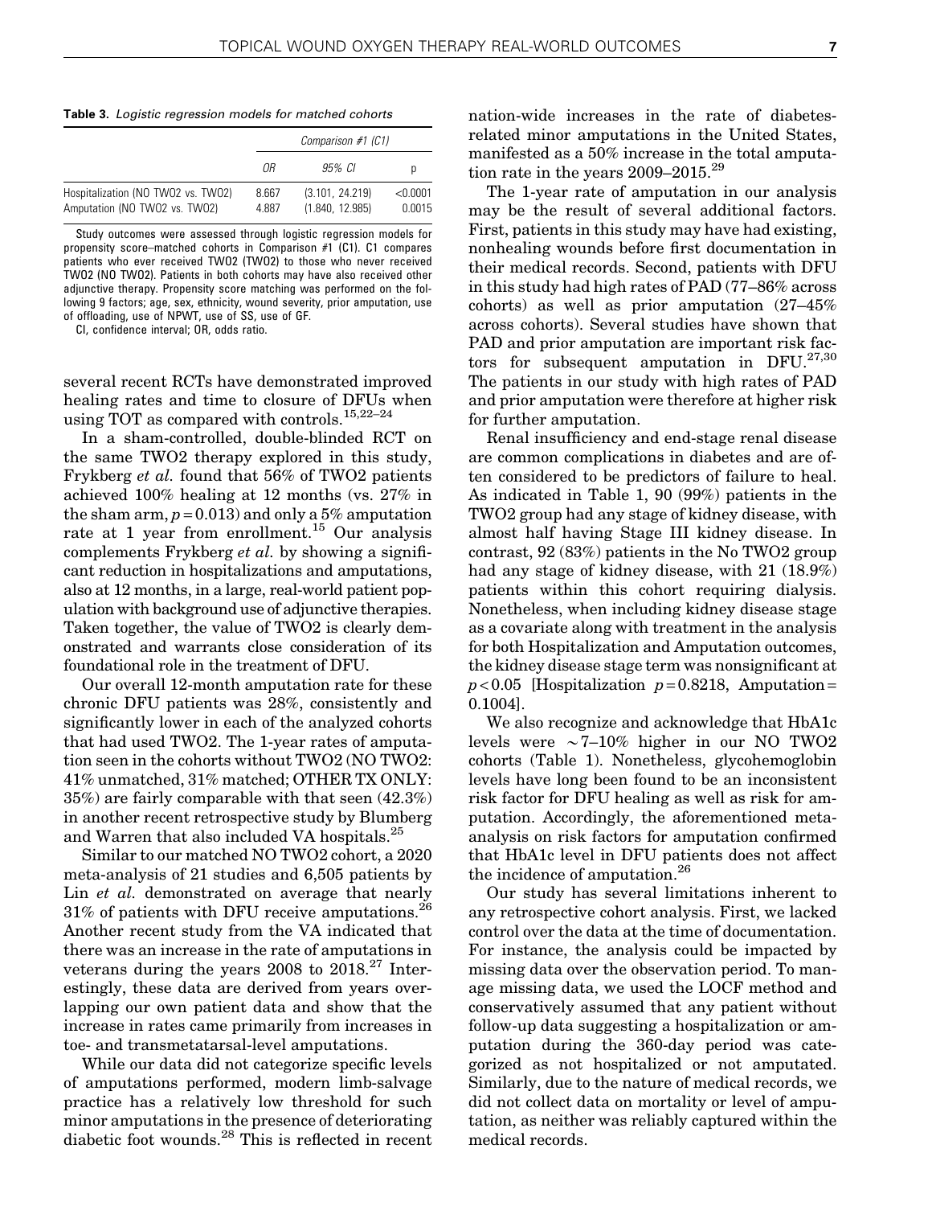**Table 3.** *Logistic regression models for matched cohorts*

| | *Comparison #1 (C1)* | | |
|---|---|---|---|
| | *OR* | *95% CI* | *p* |
| Hospitalization (NO TWO2 vs. TWO2) | 8.667 | (3.101, 24.219) | <0.0001 |
| Amputation (NO TWO2 vs. TWO2) | 4.887 | (1.840, 12.985) | 0.0015 |

Study outcomes were assessed through logistic regression models for propensity score–matched cohorts in Comparison #1 (C1). C1 compares patients who ever received TWO2 (TWO2) to those who never received TWO2 (NO TWO2). Patients in both cohorts may have also received other adjunctive therapy. Propensity score matching was performed on the following 9 factors; age, sex, ethnicity, wound severity, prior amputation, use of offloading, use of NPWT, use of SS, use of GF.

CI, confidence interval; OR, odds ratio.

several recent RCTs have demonstrated improved healing rates and time to closure of DFUs when using TOT as compared with controls.[15,22–24]

In a sham-controlled, double-blinded RCT on the same TWO2 therapy explored in this study, Frykberg *et al.* found that 56% of TWO2 patients achieved 100% healing at 12 months (vs. 27% in the sham arm, $p = 0.013$) and only a 5% amputation rate at 1 year from enrollment.[15] Our analysis complements Frykberg *et al.* by showing a significant reduction in hospitalizations and amputations, also at 12 months, in a large, real-world patient population with background use of adjunctive therapies. Taken together, the value of TWO2 is clearly demonstrated and warrants close consideration of its foundational role in the treatment of DFU.

Our overall 12-month amputation rate for these chronic DFU patients was 28%, consistently and significantly lower in each of the analyzed cohorts that had used TWO2. The 1-year rates of amputation seen in the cohorts without TWO2 (NO TWO2: 41% unmatched, 31% matched; OTHER TX ONLY: 35%) are fairly comparable with that seen (42.3%) in another recent retrospective study by Blumberg and Warren that also included VA hospitals.[25]

Similar to our matched NO TWO2 cohort, a 2020 meta-analysis of 21 studies and 6,505 patients by Lin *et al.* demonstrated on average that nearly 31% of patients with DFU receive amputations.[26] Another recent study from the VA indicated that there was an increase in the rate of amputations in veterans during the years 2008 to 2018.[27] Interestingly, these data are derived from years overlapping our own patient data and show that the increase in rates came primarily from increases in toe- and transmetatarsal-level amputations.

While our data did not categorize specific levels of amputations performed, modern limb-salvage practice has a relatively low threshold for such minor amputations in the presence of deteriorating diabetic foot wounds.[28] This is reflected in recent nation-wide increases in the rate of diabetes-related minor amputations in the United States, manifested as a 50% increase in the total amputation rate in the years 2009–2015.[29]

The 1-year rate of amputation in our analysis may be the result of several additional factors. First, patients in this study may have had existing, nonhealing wounds before first documentation in their medical records. Second, patients with DFU in this study had high rates of PAD (77–86% across cohorts) as well as prior amputation (27–45% across cohorts). Several studies have shown that PAD and prior amputation are important risk factors for subsequent amputation in DFU.[27,30] The patients in our study with high rates of PAD and prior amputation were therefore at higher risk for further amputation.

Renal insufficiency and end-stage renal disease are common complications in diabetes and are often considered to be predictors of failure to heal. As indicated in Table 1, 90 (99%) patients in the TWO2 group had any stage of kidney disease, with almost half having Stage III kidney disease. In contrast, 92 (83%) patients in the No TWO2 group had any stage of kidney disease, with 21 (18.9%) patients within this cohort requiring dialysis. Nonetheless, when including kidney disease stage as a covariate along with treatment in the analysis for both Hospitalization and Amputation outcomes, the kidney disease stage term was nonsignificant at $p < 0.05$ [Hospitalization $p = 0.8218$, Amputation = 0.1004].

We also recognize and acknowledge that HbA1c levels were $\sim$7–10% higher in our NO TWO2 cohorts (Table 1). Nonetheless, glycohemoglobin levels have long been found to be an inconsistent risk factor for DFU healing as well as risk for amputation. Accordingly, the aforementioned meta-analysis on risk factors for amputation confirmed that HbA1c level in DFU patients does not affect the incidence of amputation.[26]

Our study has several limitations inherent to any retrospective cohort analysis. First, we lacked control over the data at the time of documentation. For instance, the analysis could be impacted by missing data over the observation period. To manage missing data, we used the LOCF method and conservatively assumed that any patient without follow-up data suggesting a hospitalization or amputation during the 360-day period was categorized as not hospitalized or not amputated. Similarly, due to the nature of medical records, we did not collect data on mortality or level of amputation, as neither was reliably captured within the medical records.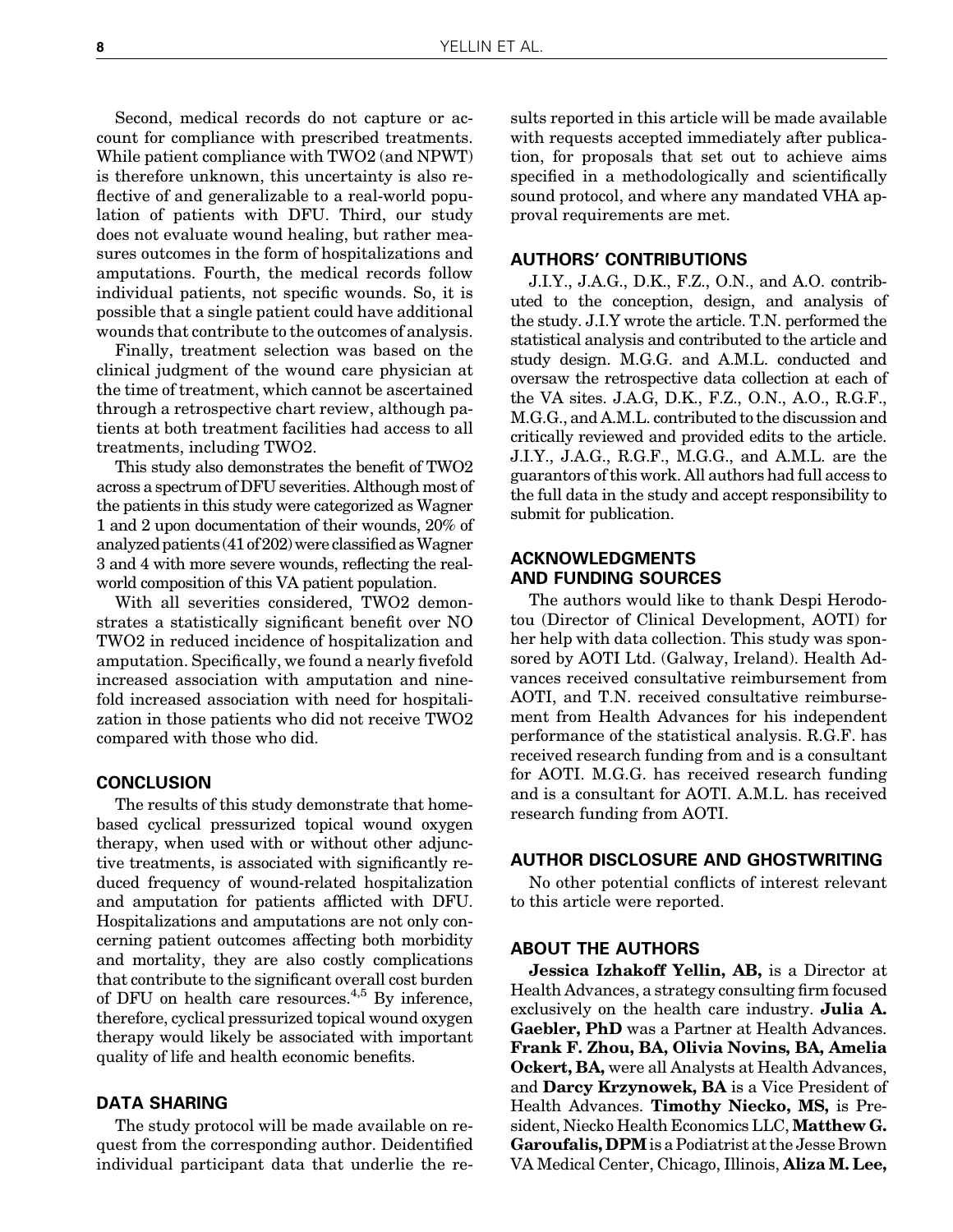Second, medical records do not capture or account for compliance with prescribed treatments. While patient compliance with TWO2 (and NPWT) is therefore unknown, this uncertainty is also reflective of and generalizable to a real-world population of patients with DFU. Third, our study does not evaluate wound healing, but rather measures outcomes in the form of hospitalizations and amputations. Fourth, the medical records follow individual patients, not specific wounds. So, it is possible that a single patient could have additional wounds that contribute to the outcomes of analysis.

Finally, treatment selection was based on the clinical judgment of the wound care physician at the time of treatment, which cannot be ascertained through a retrospective chart review, although patients at both treatment facilities had access to all treatments, including TWO2.

This study also demonstrates the benefit of TWO2 across a spectrum of DFU severities. Although most of the patients in this study were categorized as Wagner 1 and 2 upon documentation of their wounds, 20% of analyzed patients (41 of 202) were classified as Wagner 3 and 4 with more severe wounds, reflecting the real-world composition of this VA patient population.

With all severities considered, TWO2 demonstrates a statistically significant benefit over NO TWO2 in reduced incidence of hospitalization and amputation. Specifically, we found a nearly fivefold increased association with amputation and ninefold increased association with need for hospitalization in those patients who did not receive TWO2 compared with those who did.

## CONCLUSION

The results of this study demonstrate that home-based cyclical pressurized topical wound oxygen therapy, when used with or without other adjunctive treatments, is associated with significantly reduced frequency of wound-related hospitalization and amputation for patients afflicted with DFU. Hospitalizations and amputations are not only concerning patient outcomes affecting both morbidity and mortality, they are also costly complications that contribute to the significant overall cost burden of DFU on health care resources.[4,5] By inference, therefore, cyclical pressurized topical wound oxygen therapy would likely be associated with important quality of life and health economic benefits.

## DATA SHARING

The study protocol will be made available on request from the corresponding author. Deidentified individual participant data that underlie the results reported in this article will be made available with requests accepted immediately after publication, for proposals that set out to achieve aims specified in a methodologically and scientifically sound protocol, and where any mandated VHA approval requirements are met.

## AUTHORS' CONTRIBUTIONS

J.I.Y., J.A.G., D.K., F.Z., O.N., and A.O. contributed to the conception, design, and analysis of the study. J.I.Y wrote the article. T.N. performed the statistical analysis and contributed to the article and study design. M.G.G. and A.M.L. conducted and oversaw the retrospective data collection at each of the VA sites. J.A.G, D.K., F.Z., O.N., A.O., R.G.F., M.G.G., and A.M.L. contributed to the discussion and critically reviewed and provided edits to the article. J.I.Y., J.A.G., R.G.F., M.G.G., and A.M.L. are the guarantors of this work. All authors had full access to the full data in the study and accept responsibility to submit for publication.

## ACKNOWLEDGMENTS AND FUNDING SOURCES

The authors would like to thank Despi Herodotou (Director of Clinical Development, AOTI) for her help with data collection. This study was sponsored by AOTI Ltd. (Galway, Ireland). Health Advances received consultative reimbursement from AOTI, and T.N. received consultative reimbursement from Health Advances for his independent performance of the statistical analysis. R.G.F. has received research funding from and is a consultant for AOTI. M.G.G. has received research funding and is a consultant for AOTI. A.M.L. has received research funding from AOTI.

## AUTHOR DISCLOSURE AND GHOSTWRITING

No other potential conflicts of interest relevant to this article were reported.

## ABOUT THE AUTHORS

**Jessica Izhakoff Yellin, AB,** is a Director at Health Advances, a strategy consulting firm focused exclusively on the health care industry. **Julia A. Gaebler, PhD** was a Partner at Health Advances. **Frank F. Zhou, BA, Olivia Novins, BA, Amelia Ockert, BA,** were all Analysts at Health Advances, and **Darcy Krzynowek, BA** is a Vice President of Health Advances. **Timothy Niecko, MS,** is President, Niecko Health Economics LLC, **Matthew G. Garoufalis, DPM** is a Podiatrist at the Jesse Brown VA Medical Center, Chicago, Illinois, **Aliza M. Lee,**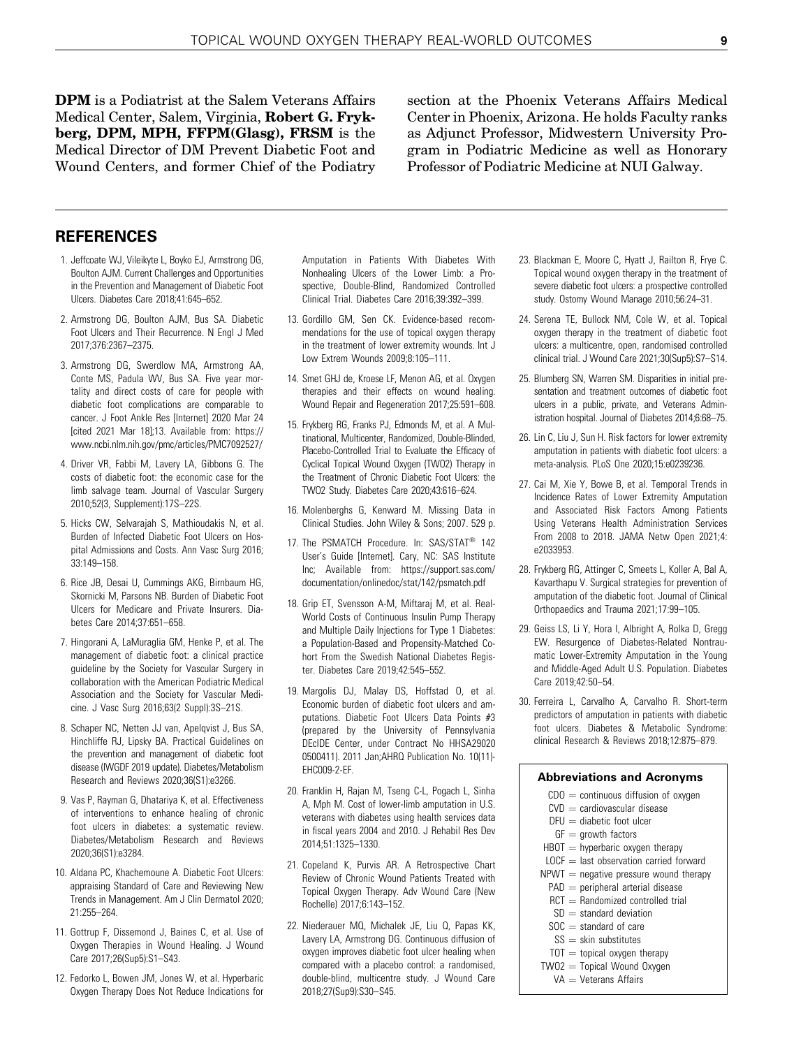**DPM** is a Podiatrist at the Salem Veterans Affairs Medical Center, Salem, Virginia, **Robert G. Frykberg, DPM, MPH, FFPM(Glasg), FRSM** is the Medical Director of DM Prevent Diabetic Foot and Wound Centers, and former Chief of the Podiatry section at the Phoenix Veterans Affairs Medical Center in Phoenix, Arizona. He holds Faculty ranks as Adjunct Professor, Midwestern University Program in Podiatric Medicine as well as Honorary Professor of Podiatric Medicine at NUI Galway.

## REFERENCES

1. Jeffcoate WJ, Vileikyte L, Boyko EJ, Armstrong DG, Boulton AJM. Current Challenges and Opportunities in the Prevention and Management of Diabetic Foot Ulcers. Diabetes Care 2018;41:645–652.
2. Armstrong DG, Boulton AJM, Bus SA. Diabetic Foot Ulcers and Their Recurrence. N Engl J Med 2017;376:2367–2375.
3. Armstrong DG, Swerdlow MA, Armstrong AA, Conte MS, Padula WV, Bus SA. Five year mortality and direct costs of care for people with diabetic foot complications are comparable to cancer. J Foot Ankle Res [Internet] 2020 Mar 24 [cited 2021 Mar 18];13. Available from: https://www.ncbi.nlm.nih.gov/pmc/articles/PMC7092527/
4. Driver VR, Fabbi M, Lavery LA, Gibbons G. The costs of diabetic foot: the economic case for the limb salvage team. Journal of Vascular Surgery 2010;52(3, Supplement):17S–22S.
5. Hicks CW, Selvarajah S, Mathioudakis N, et al. Burden of Infected Diabetic Foot Ulcers on Hospital Admissions and Costs. Ann Vasc Surg 2016; 33:149–158.
6. Rice JB, Desai U, Cummings AKG, Birnbaum HG, Skornicki M, Parsons NB. Burden of Diabetic Foot Ulcers for Medicare and Private Insurers. Diabetes Care 2014;37:651–658.
7. Hingorani A, LaMuraglia GM, Henke P, et al. The management of diabetic foot: a clinical practice guideline by the Society for Vascular Surgery in collaboration with the American Podiatric Medical Association and the Society for Vascular Medicine. J Vasc Surg 2016;63(2 Suppl):3S–21S.
8. Schaper NC, Netten JJ van, Apelqvist J, Bus SA, Hinchliffe RJ, Lipsky BA. Practical Guidelines on the prevention and management of diabetic foot disease (IWGDF 2019 update). Diabetes/Metabolism Research and Reviews 2020;36(S1):e3266.
9. Vas P, Rayman G, Dhatariya K, et al. Effectiveness of interventions to enhance healing of chronic foot ulcers in diabetes: a systematic review. Diabetes/Metabolism Research and Reviews 2020;36(S1):e3284.
10. Aldana PC, Khachemoune A. Diabetic Foot Ulcers: appraising Standard of Care and Reviewing New Trends in Management. Am J Clin Dermatol 2020; 21:255–264.
11. Gottrup F, Dissemond J, Baines C, et al. Use of Oxygen Therapies in Wound Healing. J Wound Care 2017;26(Sup5):S1–S43.
12. Fedorko L, Bowen JM, Jones W, et al. Hyperbaric Oxygen Therapy Does Not Reduce Indications for Amputation in Patients With Diabetes With Nonhealing Ulcers of the Lower Limb: a Prospective, Double-Blind, Randomized Controlled Clinical Trial. Diabetes Care 2016;39:392–399.
13. Gordillo GM, Sen CK. Evidence-based recommendations for the use of topical oxygen therapy in the treatment of lower extremity wounds. Int J Low Extrem Wounds 2009;8:105–111.
14. Smet GHJ de, Kroese LF, Menon AG, et al. Oxygen therapies and their effects on wound healing. Wound Repair and Regeneration 2017;25:591–608.
15. Frykberg RG, Franks PJ, Edmonds M, et al. A Multinational, Multicenter, Randomized, Double-Blinded, Placebo-Controlled Trial to Evaluate the Efficacy of Cyclical Topical Wound Oxygen (TWO2) Therapy in the Treatment of Chronic Diabetic Foot Ulcers: the TWO2 Study. Diabetes Care 2020;43:616–624.
16. Molenberghs G, Kenward M. Missing Data in Clinical Studies. John Wiley & Sons; 2007. 529 p.
17. The PSMATCH Procedure. In: SAS/STAT® 142 User's Guide [Internet]. Cary, NC: SAS Institute Inc; Available from: https://support.sas.com/documentation/onlinedoc/stat/142/psmatch.pdf
18. Grip ET, Svensson A-M, Miftaraj M, et al. Real-World Costs of Continuous Insulin Pump Therapy and Multiple Daily Injections for Type 1 Diabetes: a Population-Based and Propensity-Matched Cohort From the Swedish National Diabetes Register. Diabetes Care 2019;42:545–552.
19. Margolis DJ, Malay DS, Hoffstad O, et al. Economic burden of diabetic foot ulcers and amputations. Diabetic Foot Ulcers Data Points #3 (prepared by the University of Pennsylvania DEcIDE Center, under Contract No HHSA290200500411). 2011 Jan;AHRQ Publication No. 10(11)-EHC009-2-EF.
20. Franklin H, Rajan M, Tseng C-L, Pogach L, Sinha A, Mph M. Cost of lower-limb amputation in U.S. veterans with diabetes using health services data in fiscal years 2004 and 2010. J Rehabil Res Dev 2014;51:1325–1330.
21. Copeland K, Purvis AR. A Retrospective Chart Review of Chronic Wound Patients Treated with Topical Oxygen Therapy. Adv Wound Care (New Rochelle) 2017;6:143–152.
22. Niederauer MQ, Michalek JE, Liu Q, Papas KK, Lavery LA, Armstrong DG. Continuous diffusion of oxygen improves diabetic foot ulcer healing when compared with a placebo control: a randomised, double-blind, multicentre study. J Wound Care 2018;27(Sup9):S30–S45.
23. Blackman E, Moore C, Hyatt J, Railton R, Frye C. Topical wound oxygen therapy in the treatment of severe diabetic foot ulcers: a prospective controlled study. Ostomy Wound Manage 2010;56:24–31.
24. Serena TE, Bullock NM, Cole W, et al. Topical oxygen therapy in the treatment of diabetic foot ulcers: a multicentre, open, randomised controlled clinical trial. J Wound Care 2021;30(Sup5):S7–S14.
25. Blumberg SN, Warren SM. Disparities in initial presentation and treatment outcomes of diabetic foot ulcers in a public, private, and Veterans Administration hospital. Journal of Diabetes 2014;6:68–75.
26. Lin C, Liu J, Sun H. Risk factors for lower extremity amputation in patients with diabetic foot ulcers: a meta-analysis. PLoS One 2020;15:e0239236.
27. Cai M, Xie Y, Bowe B, et al. Temporal Trends in Incidence Rates of Lower Extremity Amputation and Associated Risk Factors Among Patients Using Veterans Health Administration Services From 2008 to 2018. JAMA Netw Open 2021;4: e2033953.
28. Frykberg RG, Attinger C, Smeets L, Koller A, Bal A, Kavarthapu V. Surgical strategies for prevention of amputation of the diabetic foot. Journal of Clinical Orthopaedics and Trauma 2021;17:99–105.
29. Geiss LS, Li Y, Hora I, Albright A, Rolka D, Gregg EW. Resurgence of Diabetes-Related Nontraumatic Lower-Extremity Amputation in the Young and Middle-Aged Adult U.S. Population. Diabetes Care 2019;42:50–54.
30. Ferreira L, Carvalho A, Carvalho R. Short-term predictors of amputation in patients with diabetic foot ulcers. Diabetes & Metabolic Syndrome: clinical Research & Reviews 2018;12:875–879.

### Abbreviations and Acronyms

CDO = continuous diffusion of oxygen
CVD = cardiovascular disease
DFU = diabetic foot ulcer
GF = growth factors
HBOT = hyperbaric oxygen therapy
LOCF = last observation carried forward
NPWT = negative pressure wound therapy
PAD = peripheral arterial disease
RCT = Randomized controlled trial
SD = standard deviation
SOC = standard of care
SS = skin substitutes
TOT = topical oxygen therapy
TWO2 = Topical Wound Oxygen
VA = Veterans Affairs